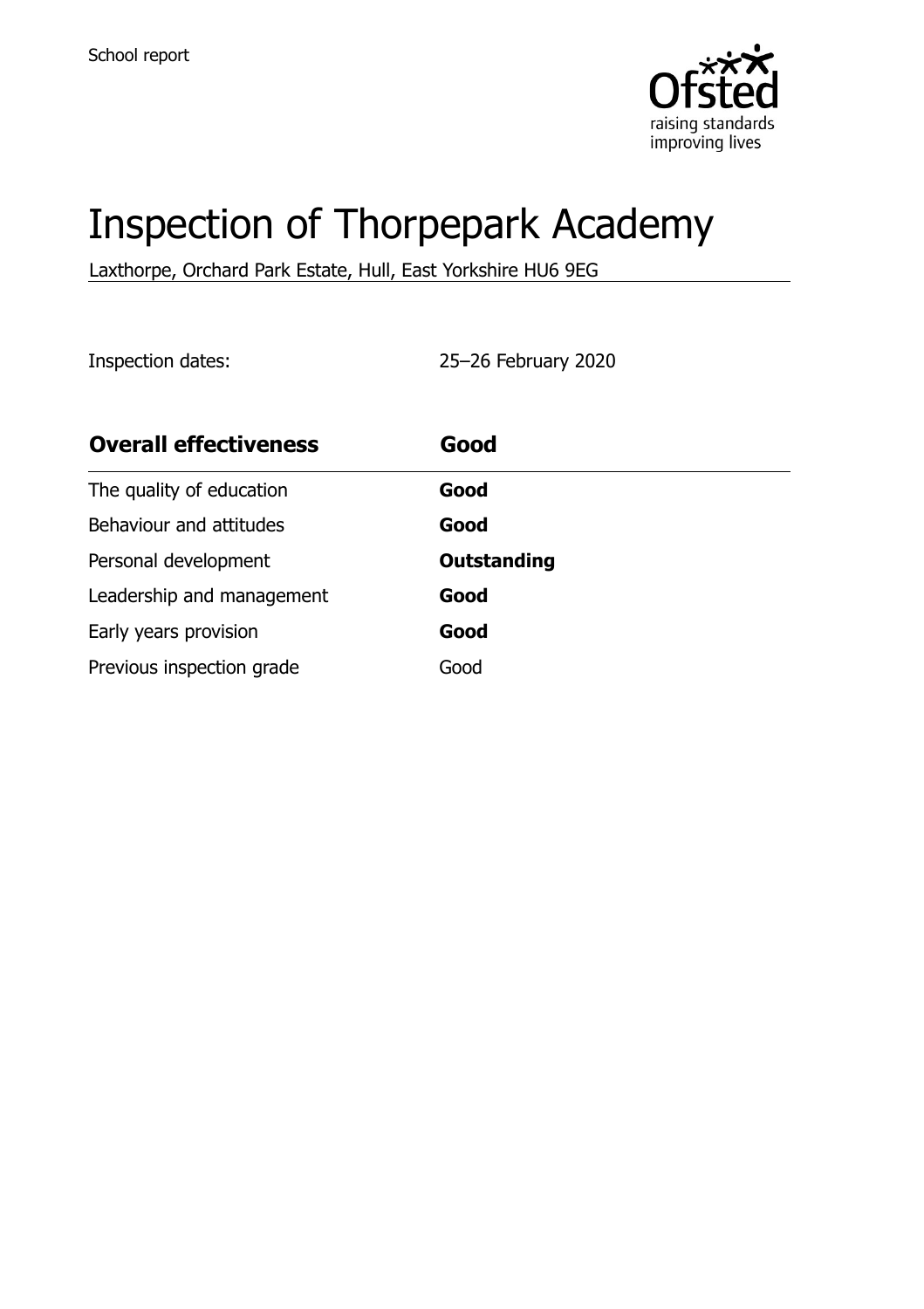School report

# Inspection of Thorpepark Academy

Laxthorpe, Orchard Park Estate, Hull, East Yorkshire HU6 9EG

Inspection dates: 25–26 February 2020

| **Overall effectiveness** | **Good** |
|---|---|
| The quality of education | **Good** |
| Behaviour and attitudes | **Good** |
| Personal development | **Outstanding** |
| Leadership and management | **Good** |
| Early years provision | **Good** |
| Previous inspection grade | Good |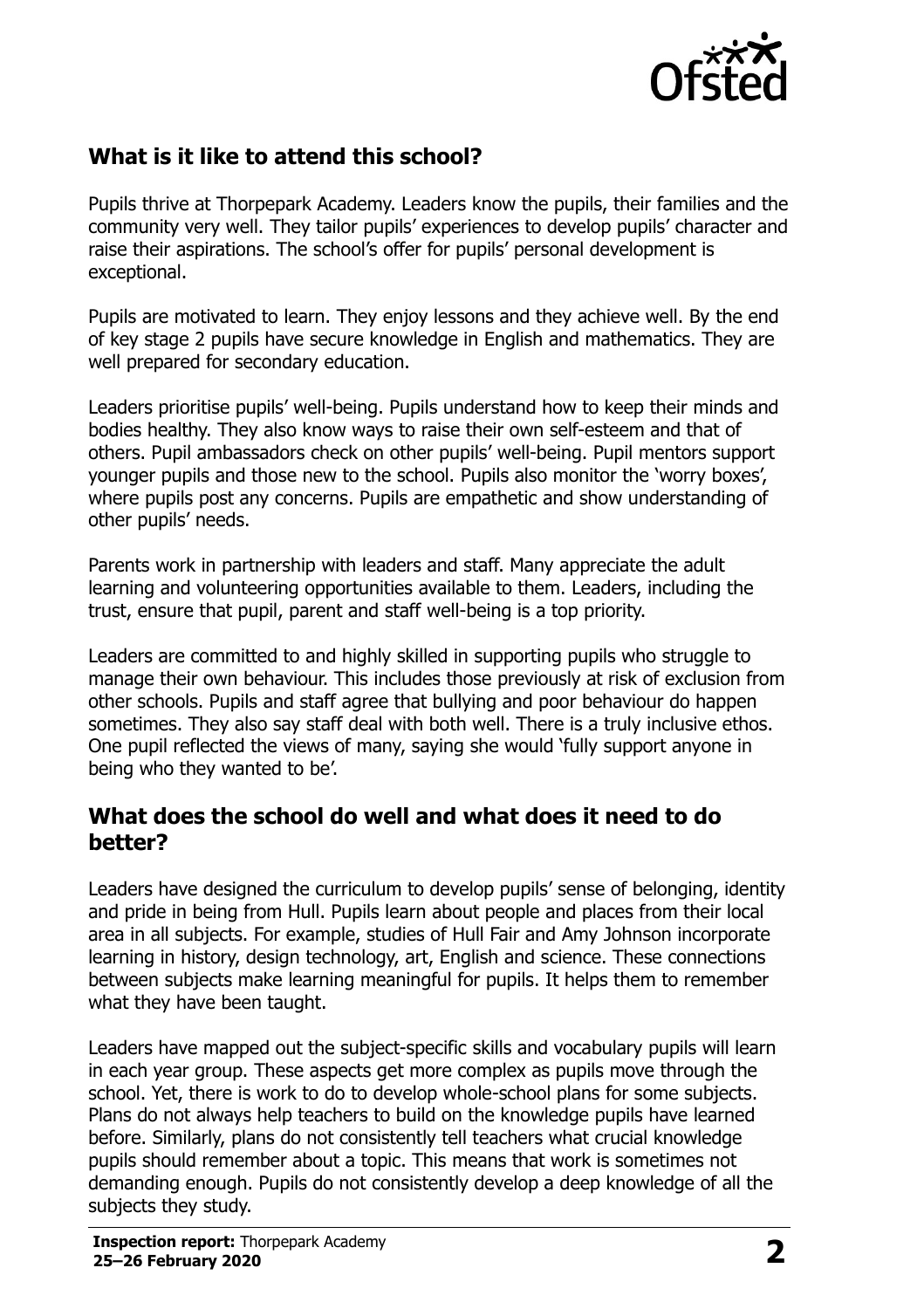## What is it like to attend this school?

Pupils thrive at Thorpepark Academy. Leaders know the pupils, their families and the community very well. They tailor pupils' experiences to develop pupils' character and raise their aspirations. The school's offer for pupils' personal development is exceptional.

Pupils are motivated to learn. They enjoy lessons and they achieve well. By the end of key stage 2 pupils have secure knowledge in English and mathematics. They are well prepared for secondary education.

Leaders prioritise pupils' well-being. Pupils understand how to keep their minds and bodies healthy. They also know ways to raise their own self-esteem and that of others. Pupil ambassadors check on other pupils' well-being. Pupil mentors support younger pupils and those new to the school. Pupils also monitor the 'worry boxes', where pupils post any concerns. Pupils are empathetic and show understanding of other pupils' needs.

Parents work in partnership with leaders and staff. Many appreciate the adult learning and volunteering opportunities available to them. Leaders, including the trust, ensure that pupil, parent and staff well-being is a top priority.

Leaders are committed to and highly skilled in supporting pupils who struggle to manage their own behaviour. This includes those previously at risk of exclusion from other schools. Pupils and staff agree that bullying and poor behaviour do happen sometimes. They also say staff deal with both well. There is a truly inclusive ethos. One pupil reflected the views of many, saying she would 'fully support anyone in being who they wanted to be'.

## What does the school do well and what does it need to do better?

Leaders have designed the curriculum to develop pupils' sense of belonging, identity and pride in being from Hull. Pupils learn about people and places from their local area in all subjects. For example, studies of Hull Fair and Amy Johnson incorporate learning in history, design technology, art, English and science. These connections between subjects make learning meaningful for pupils. It helps them to remember what they have been taught.

Leaders have mapped out the subject-specific skills and vocabulary pupils will learn in each year group. These aspects get more complex as pupils move through the school. Yet, there is work to do to develop whole-school plans for some subjects. Plans do not always help teachers to build on the knowledge pupils have learned before. Similarly, plans do not consistently tell teachers what crucial knowledge pupils should remember about a topic. This means that work is sometimes not demanding enough. Pupils do not consistently develop a deep knowledge of all the subjects they study.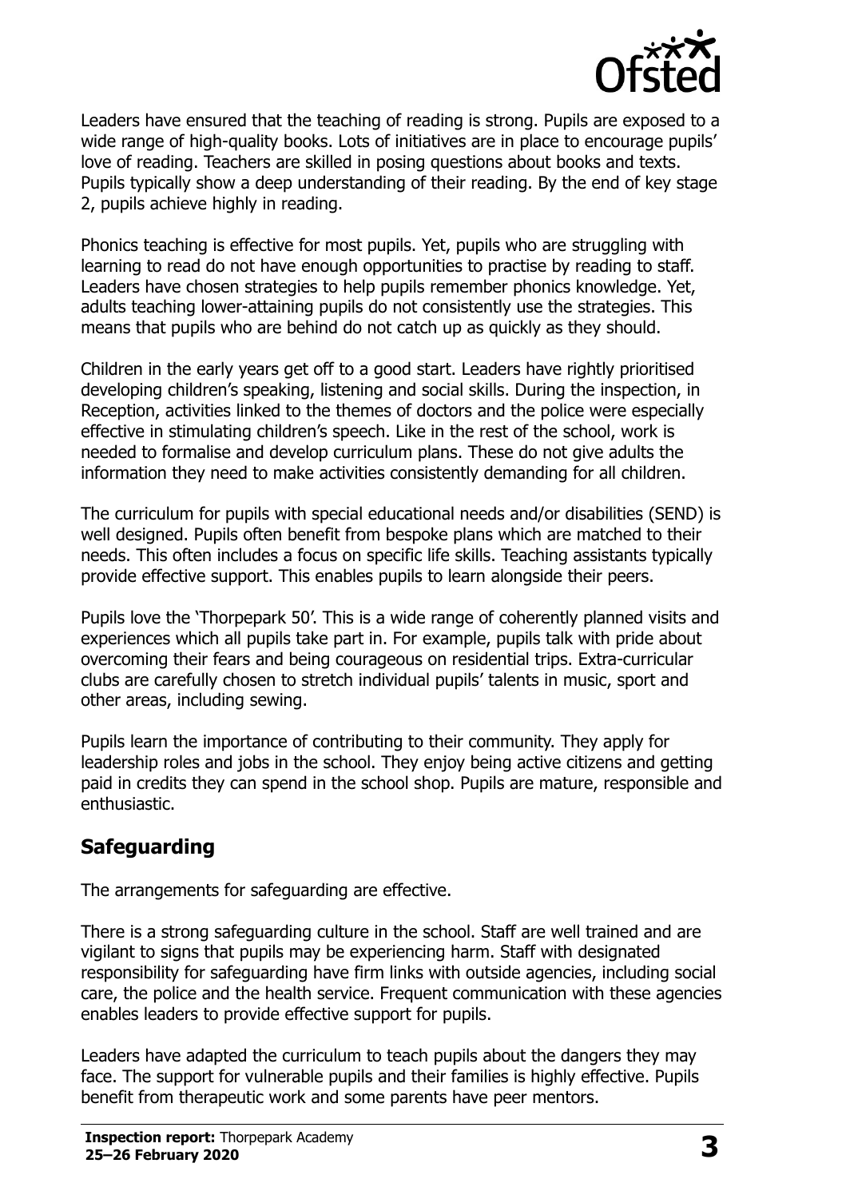Leaders have ensured that the teaching of reading is strong. Pupils are exposed to a wide range of high-quality books. Lots of initiatives are in place to encourage pupils' love of reading. Teachers are skilled in posing questions about books and texts. Pupils typically show a deep understanding of their reading. By the end of key stage 2, pupils achieve highly in reading.

Phonics teaching is effective for most pupils. Yet, pupils who are struggling with learning to read do not have enough opportunities to practise by reading to staff. Leaders have chosen strategies to help pupils remember phonics knowledge. Yet, adults teaching lower-attaining pupils do not consistently use the strategies. This means that pupils who are behind do not catch up as quickly as they should.

Children in the early years get off to a good start. Leaders have rightly prioritised developing children's speaking, listening and social skills. During the inspection, in Reception, activities linked to the themes of doctors and the police were especially effective in stimulating children's speech. Like in the rest of the school, work is needed to formalise and develop curriculum plans. These do not give adults the information they need to make activities consistently demanding for all children.

The curriculum for pupils with special educational needs and/or disabilities (SEND) is well designed. Pupils often benefit from bespoke plans which are matched to their needs. This often includes a focus on specific life skills. Teaching assistants typically provide effective support. This enables pupils to learn alongside their peers.

Pupils love the 'Thorpepark 50'. This is a wide range of coherently planned visits and experiences which all pupils take part in. For example, pupils talk with pride about overcoming their fears and being courageous on residential trips. Extra-curricular clubs are carefully chosen to stretch individual pupils' talents in music, sport and other areas, including sewing.

Pupils learn the importance of contributing to their community. They apply for leadership roles and jobs in the school. They enjoy being active citizens and getting paid in credits they can spend in the school shop. Pupils are mature, responsible and enthusiastic.

## Safeguarding

The arrangements for safeguarding are effective.

There is a strong safeguarding culture in the school. Staff are well trained and are vigilant to signs that pupils may be experiencing harm. Staff with designated responsibility for safeguarding have firm links with outside agencies, including social care, the police and the health service. Frequent communication with these agencies enables leaders to provide effective support for pupils.

Leaders have adapted the curriculum to teach pupils about the dangers they may face. The support for vulnerable pupils and their families is highly effective. Pupils benefit from therapeutic work and some parents have peer mentors.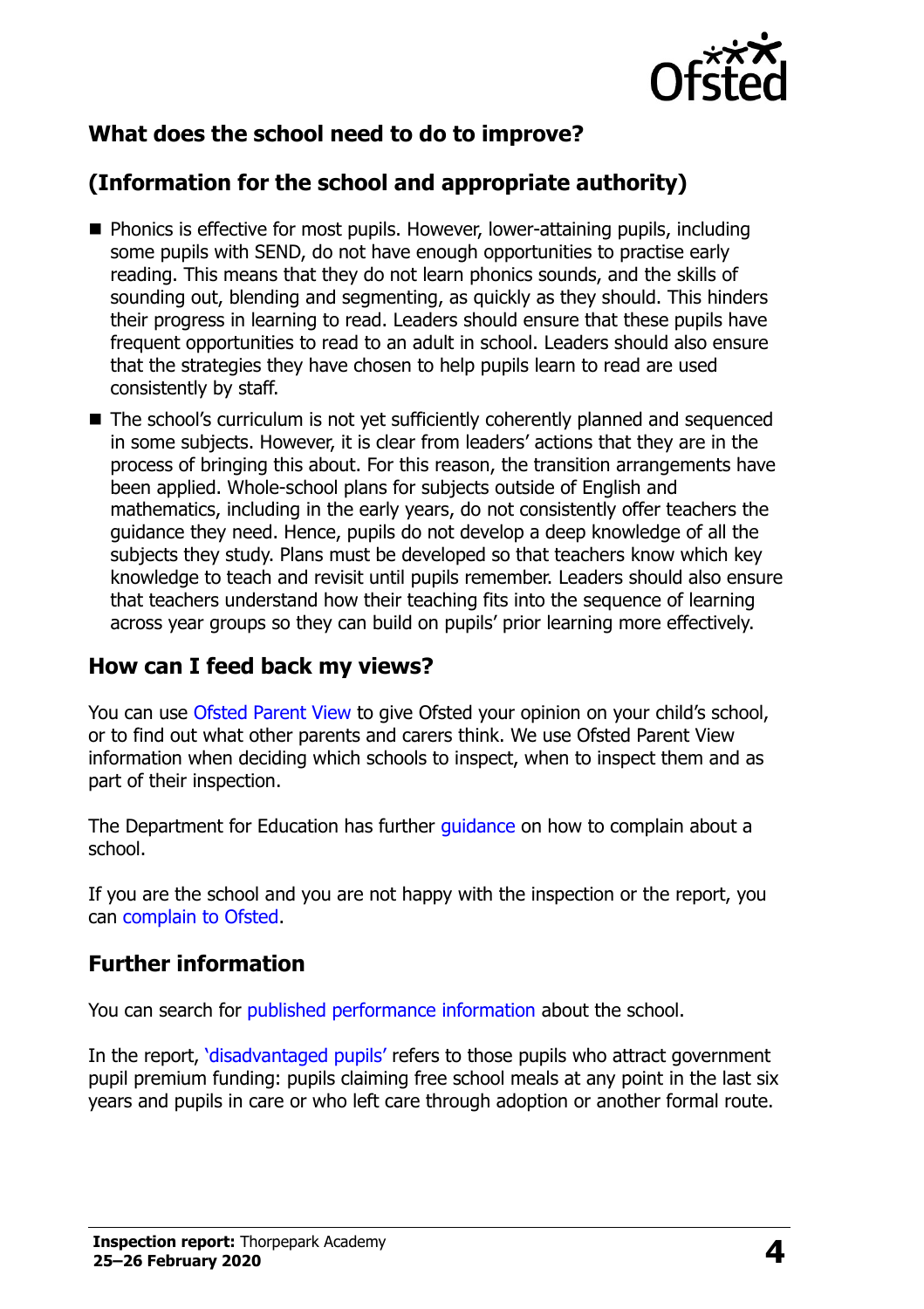## What does the school need to do to improve?

## (Information for the school and appropriate authority)

- Phonics is effective for most pupils. However, lower-attaining pupils, including some pupils with SEND, do not have enough opportunities to practise early reading. This means that they do not learn phonics sounds, and the skills of sounding out, blending and segmenting, as quickly as they should. This hinders their progress in learning to read. Leaders should ensure that these pupils have frequent opportunities to read to an adult in school. Leaders should also ensure that the strategies they have chosen to help pupils learn to read are used consistently by staff.
- The school's curriculum is not yet sufficiently coherently planned and sequenced in some subjects. However, it is clear from leaders' actions that they are in the process of bringing this about. For this reason, the transition arrangements have been applied. Whole-school plans for subjects outside of English and mathematics, including in the early years, do not consistently offer teachers the guidance they need. Hence, pupils do not develop a deep knowledge of all the subjects they study. Plans must be developed so that teachers know which key knowledge to teach and revisit until pupils remember. Leaders should also ensure that teachers understand how their teaching fits into the sequence of learning across year groups so they can build on pupils' prior learning more effectively.

## How can I feed back my views?

You can use Ofsted Parent View to give Ofsted your opinion on your child's school, or to find out what other parents and carers think. We use Ofsted Parent View information when deciding which schools to inspect, when to inspect them and as part of their inspection.

The Department for Education has further guidance on how to complain about a school.

If you are the school and you are not happy with the inspection or the report, you can complain to Ofsted.

## Further information

You can search for published performance information about the school.

In the report, 'disadvantaged pupils' refers to those pupils who attract government pupil premium funding: pupils claiming free school meals at any point in the last six years and pupils in care or who left care through adoption or another formal route.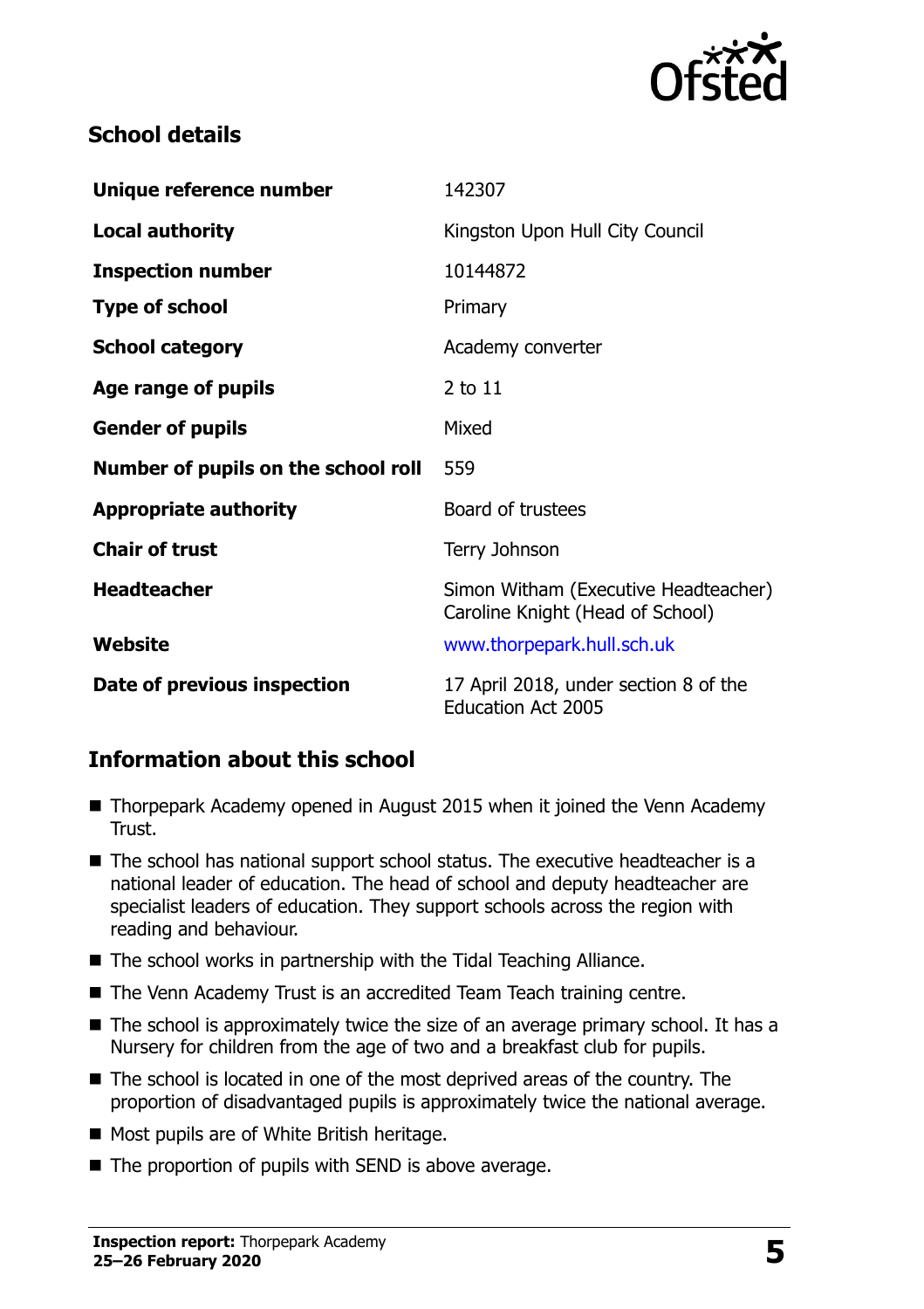## School details

| | |
|---|---|
| **Unique reference number** | 142307 |
| **Local authority** | Kingston Upon Hull City Council |
| **Inspection number** | 10144872 |
| **Type of school** | Primary |
| **School category** | Academy converter |
| **Age range of pupils** | 2 to 11 |
| **Gender of pupils** | Mixed |
| **Number of pupils on the school roll** | 559 |
| **Appropriate authority** | Board of trustees |
| **Chair of trust** | Terry Johnson |
| **Headteacher** | Simon Witham (Executive Headteacher) Caroline Knight (Head of School) |
| **Website** | www.thorpepark.hull.sch.uk |
| **Date of previous inspection** | 17 April 2018, under section 8 of the Education Act 2005 |

## Information about this school

- Thorpepark Academy opened in August 2015 when it joined the Venn Academy Trust.
- The school has national support school status. The executive headteacher is a national leader of education. The head of school and deputy headteacher are specialist leaders of education. They support schools across the region with reading and behaviour.
- The school works in partnership with the Tidal Teaching Alliance.
- The Venn Academy Trust is an accredited Team Teach training centre.
- The school is approximately twice the size of an average primary school. It has a Nursery for children from the age of two and a breakfast club for pupils.
- The school is located in one of the most deprived areas of the country. The proportion of disadvantaged pupils is approximately twice the national average.
- Most pupils are of White British heritage.
- The proportion of pupils with SEND is above average.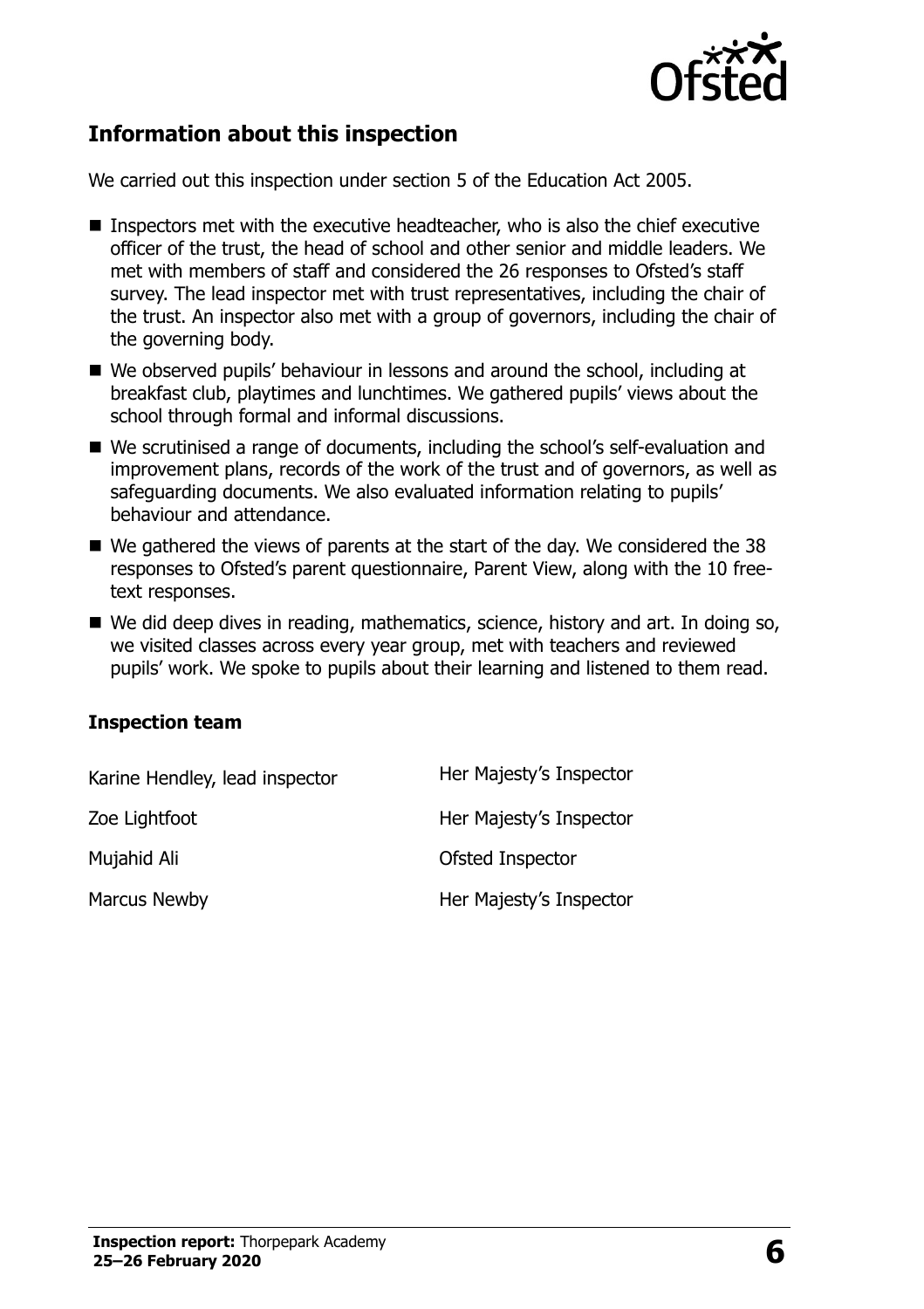## Information about this inspection

We carried out this inspection under section 5 of the Education Act 2005.

- Inspectors met with the executive headteacher, who is also the chief executive officer of the trust, the head of school and other senior and middle leaders. We met with members of staff and considered the 26 responses to Ofsted's staff survey. The lead inspector met with trust representatives, including the chair of the trust. An inspector also met with a group of governors, including the chair of the governing body.
- We observed pupils' behaviour in lessons and around the school, including at breakfast club, playtimes and lunchtimes. We gathered pupils' views about the school through formal and informal discussions.
- We scrutinised a range of documents, including the school's self-evaluation and improvement plans, records of the work of the trust and of governors, as well as safeguarding documents. We also evaluated information relating to pupils' behaviour and attendance.
- We gathered the views of parents at the start of the day. We considered the 38 responses to Ofsted's parent questionnaire, Parent View, along with the 10 free-text responses.
- We did deep dives in reading, mathematics, science, history and art. In doing so, we visited classes across every year group, met with teachers and reviewed pupils' work. We spoke to pupils about their learning and listened to them read.

### Inspection team

| | |
|---|---|
| Karine Hendley, lead inspector | Her Majesty's Inspector |
| Zoe Lightfoot | Her Majesty's Inspector |
| Mujahid Ali | Ofsted Inspector |
| Marcus Newby | Her Majesty's Inspector |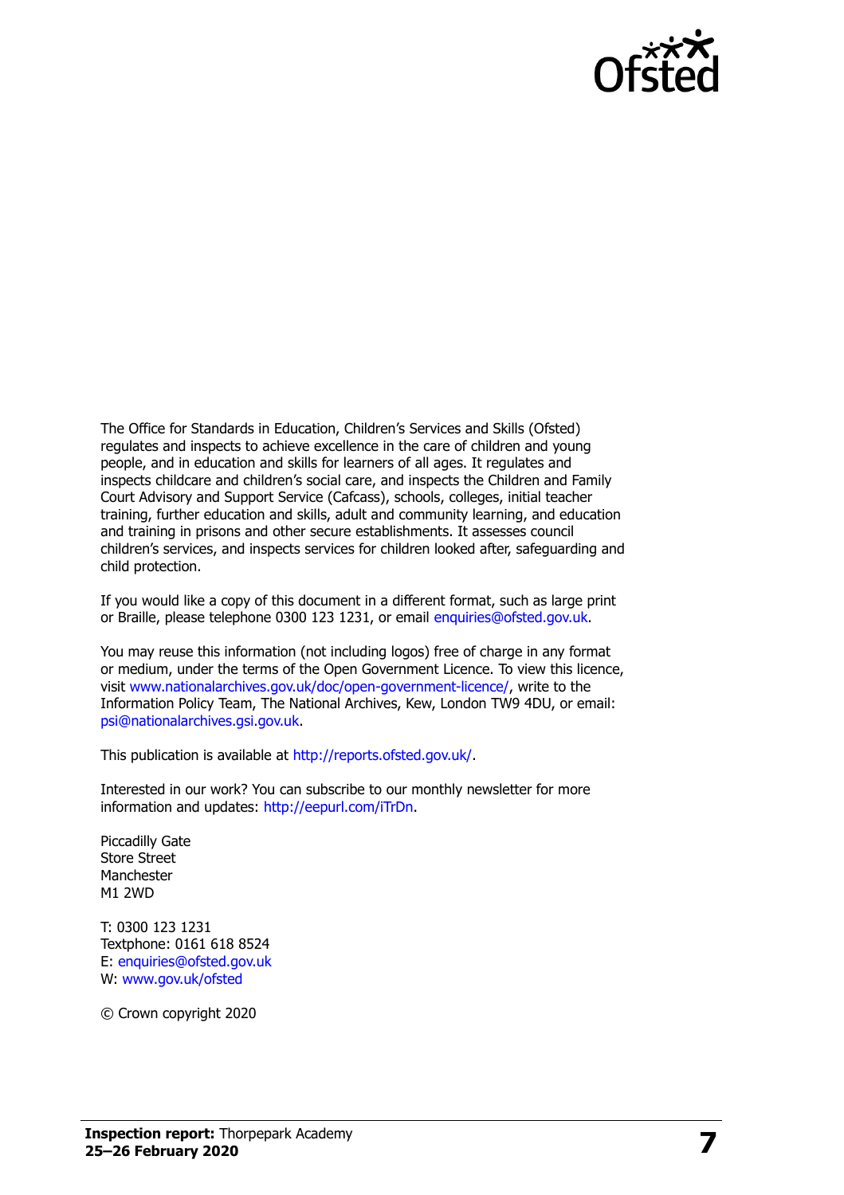The Office for Standards in Education, Children's Services and Skills (Ofsted) regulates and inspects to achieve excellence in the care of children and young people, and in education and skills for learners of all ages. It regulates and inspects childcare and children's social care, and inspects the Children and Family Court Advisory and Support Service (Cafcass), schools, colleges, initial teacher training, further education and skills, adult and community learning, and education and training in prisons and other secure establishments. It assesses council children's services, and inspects services for children looked after, safeguarding and child protection.

If you would like a copy of this document in a different format, such as large print or Braille, please telephone 0300 123 1231, or email enquiries@ofsted.gov.uk.

You may reuse this information (not including logos) free of charge in any format or medium, under the terms of the Open Government Licence. To view this licence, visit www.nationalarchives.gov.uk/doc/open-government-licence/, write to the Information Policy Team, The National Archives, Kew, London TW9 4DU, or email: psi@nationalarchives.gsi.gov.uk.

This publication is available at http://reports.ofsted.gov.uk/.

Interested in our work? You can subscribe to our monthly newsletter for more information and updates: http://eepurl.com/iTrDn.

Piccadilly Gate  
Store Street  
Manchester  
M1 2WD

T: 0300 123 1231  
Textphone: 0161 618 8524  
E: enquiries@ofsted.gov.uk  
W: www.gov.uk/ofsted

© Crown copyright 2020